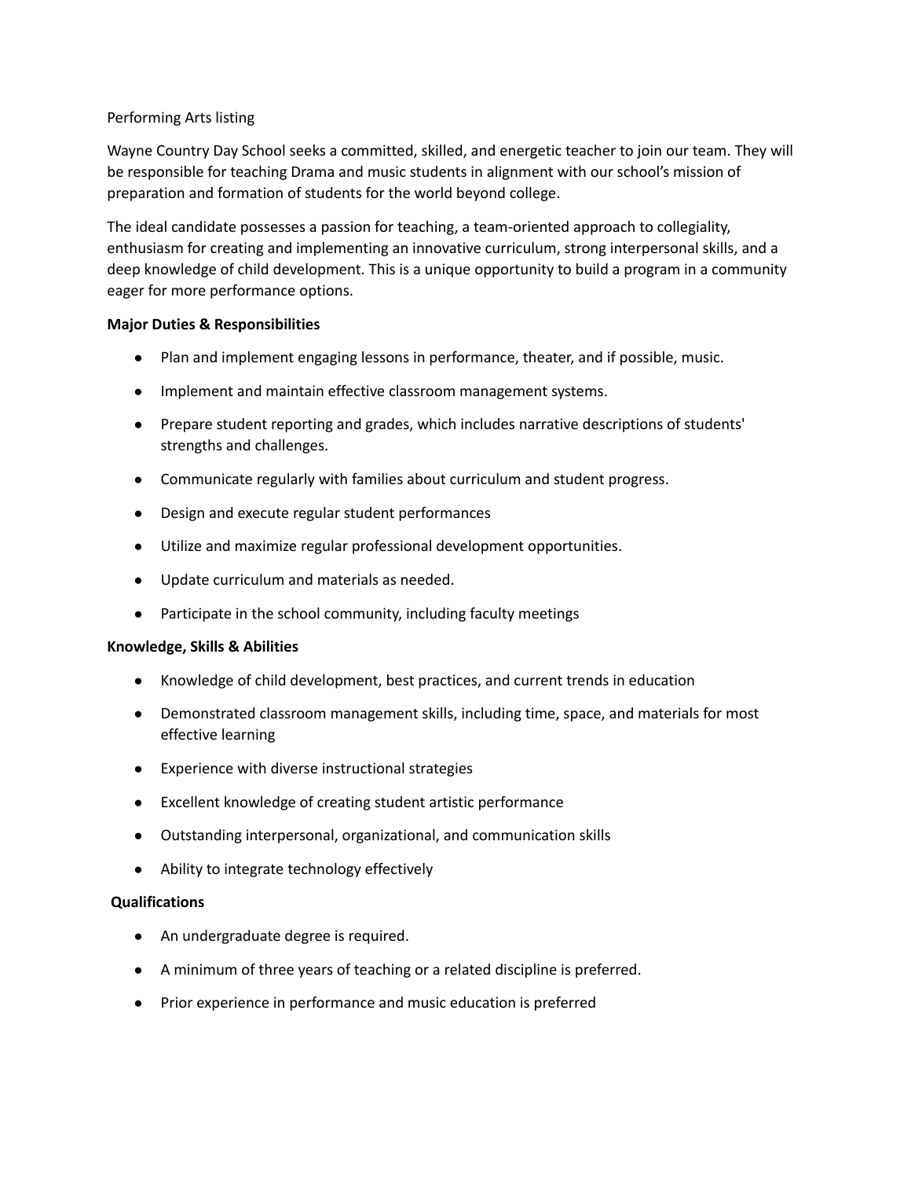Performing Arts listing

Wayne Country Day School seeks a committed, skilled, and energetic teacher to join our team. They will be responsible for teaching Drama and music students in alignment with our school's mission of preparation and formation of students for the world beyond college.

The ideal candidate possesses a passion for teaching, a team-oriented approach to collegiality, enthusiasm for creating and implementing an innovative curriculum, strong interpersonal skills, and a deep knowledge of child development. This is a unique opportunity to build a program in a community eager for more performance options.

**Major Duties & Responsibilities**

- Plan and implement engaging lessons in performance, theater, and if possible, music.
- Implement and maintain effective classroom management systems.
- Prepare student reporting and grades, which includes narrative descriptions of students' strengths and challenges.
- Communicate regularly with families about curriculum and student progress.
- Design and execute regular student performances
- Utilize and maximize regular professional development opportunities.
- Update curriculum and materials as needed.
- Participate in the school community, including faculty meetings

**Knowledge, Skills & Abilities**

- Knowledge of child development, best practices, and current trends in education
- Demonstrated classroom management skills, including time, space, and materials for most effective learning
- Experience with diverse instructional strategies
- Excellent knowledge of creating student artistic performance
- Outstanding interpersonal, organizational, and communication skills
- Ability to integrate technology effectively

**Qualifications**

- An undergraduate degree is required.
- A minimum of three years of teaching or a related discipline is preferred.
- Prior experience in performance and music education is preferred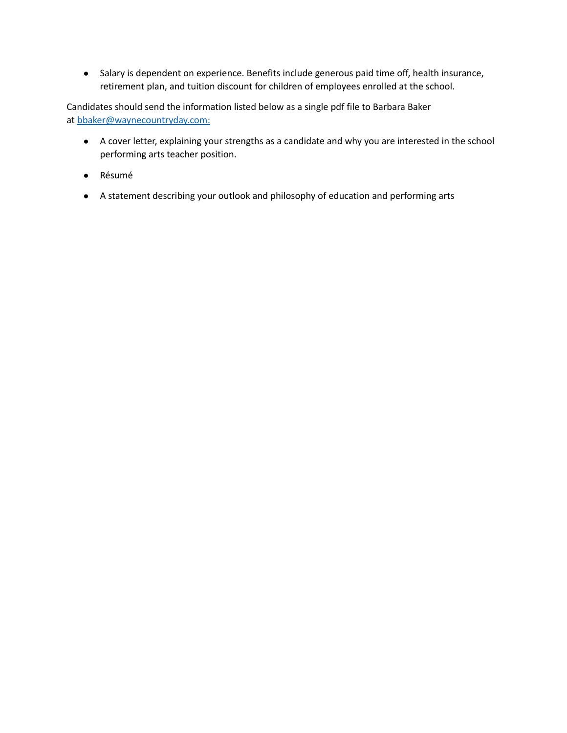- Salary is dependent on experience. Benefits include generous paid time off, health insurance, retirement plan, and tuition discount for children of employees enrolled at the school.

Candidates should send the information listed below as a single pdf file to Barbara Baker at bbaker@waynecountryday.com:

- A cover letter, explaining your strengths as a candidate and why you are interested in the school performing arts teacher position.
- Résumé
- A statement describing your outlook and philosophy of education and performing arts